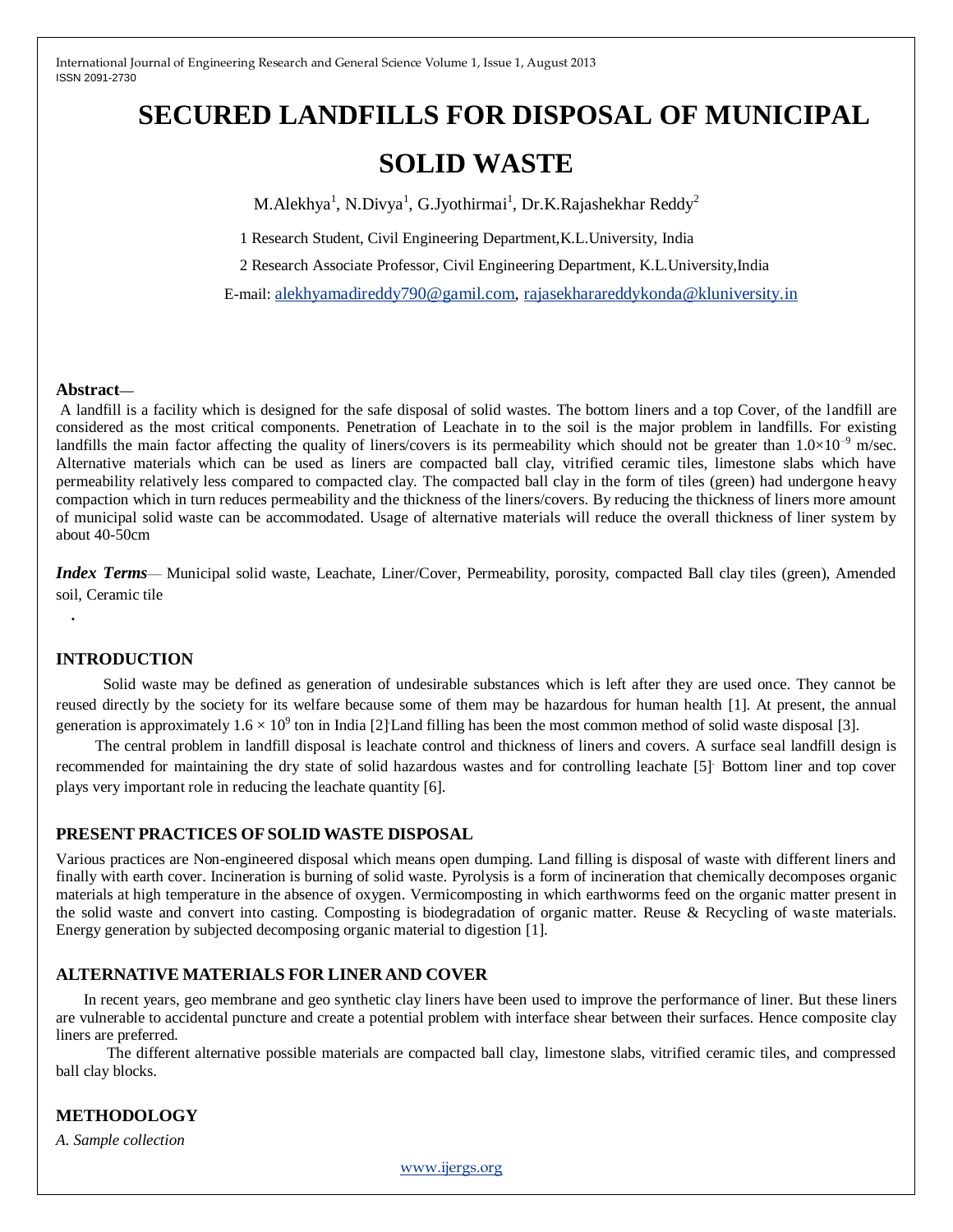# SECURED LANDFILLS FOR DISPOSAL OF MUNICIPAL SOLID WASTE

M.Alekhya[1], N.Divya[1], G.Jyothirmai[1], Dr.K.Rajashekhar Reddy[2]

1 Research Student, Civil Engineering Department,K.L.University, India

2 Research Associate Professor, Civil Engineering Department, K.L.University,India

E-mail: alekhyamadireddy790@gamil.com, rajasekharareddykonda@kluniversity.in

**Abstract—**

A landfill is a facility which is designed for the safe disposal of solid wastes. The bottom liners and a top Cover, of the landfill are considered as the most critical components. Penetration of Leachate in to the soil is the major problem in landfills. For existing landfills the main factor affecting the quality of liners/covers is its permeability which should not be greater than $1.0{\times}10^{-9}$ m/sec. Alternative materials which can be used as liners are compacted ball clay, vitrified ceramic tiles, limestone slabs which have permeability relatively less compared to compacted clay. The compacted ball clay in the form of tiles (green) had undergone heavy compaction which in turn reduces permeability and the thickness of the liners/covers. By reducing the thickness of liners more amount of municipal solid waste can be accommodated. Usage of alternative materials will reduce the overall thickness of liner system by about 40-50cm

***Index Terms***— Municipal solid waste, Leachate, Liner/Cover, Permeability, porosity, compacted Ball clay tiles (green), Amended soil, Ceramic tile

## INTRODUCTION

Solid waste may be defined as generation of undesirable substances which is left after they are used once. They cannot be reused directly by the society for its welfare because some of them may be hazardous for human health [1]. At present, the annual generation is approximately $1.6 \times 10^{9}$ ton in India [2].Land filling has been the most common method of solid waste disposal [3].

The central problem in landfill disposal is leachate control and thickness of liners and covers. A surface seal landfill design is recommended for maintaining the dry state of solid hazardous wastes and for controlling leachate [5]. Bottom liner and top cover plays very important role in reducing the leachate quantity [6].

## PRESENT PRACTICES OF SOLID WASTE DISPOSAL

Various practices are Non-engineered disposal which means open dumping. Land filling is disposal of waste with different liners and finally with earth cover. Incineration is burning of solid waste. Pyrolysis is a form of incineration that chemically decomposes organic materials at high temperature in the absence of oxygen. Vermicomposting in which earthworms feed on the organic matter present in the solid waste and convert into casting. Composting is biodegradation of organic matter. Reuse & Recycling of waste materials. Energy generation by subjected decomposing organic material to digestion [1].

## ALTERNATIVE MATERIALS FOR LINER AND COVER

In recent years, geo membrane and geo synthetic clay liners have been used to improve the performance of liner. But these liners are vulnerable to accidental puncture and create a potential problem with interface shear between their surfaces. Hence composite clay liners are preferred.

The different alternative possible materials are compacted ball clay, limestone slabs, vitrified ceramic tiles, and compressed ball clay blocks.

## METHODOLOGY

*A. Sample collection*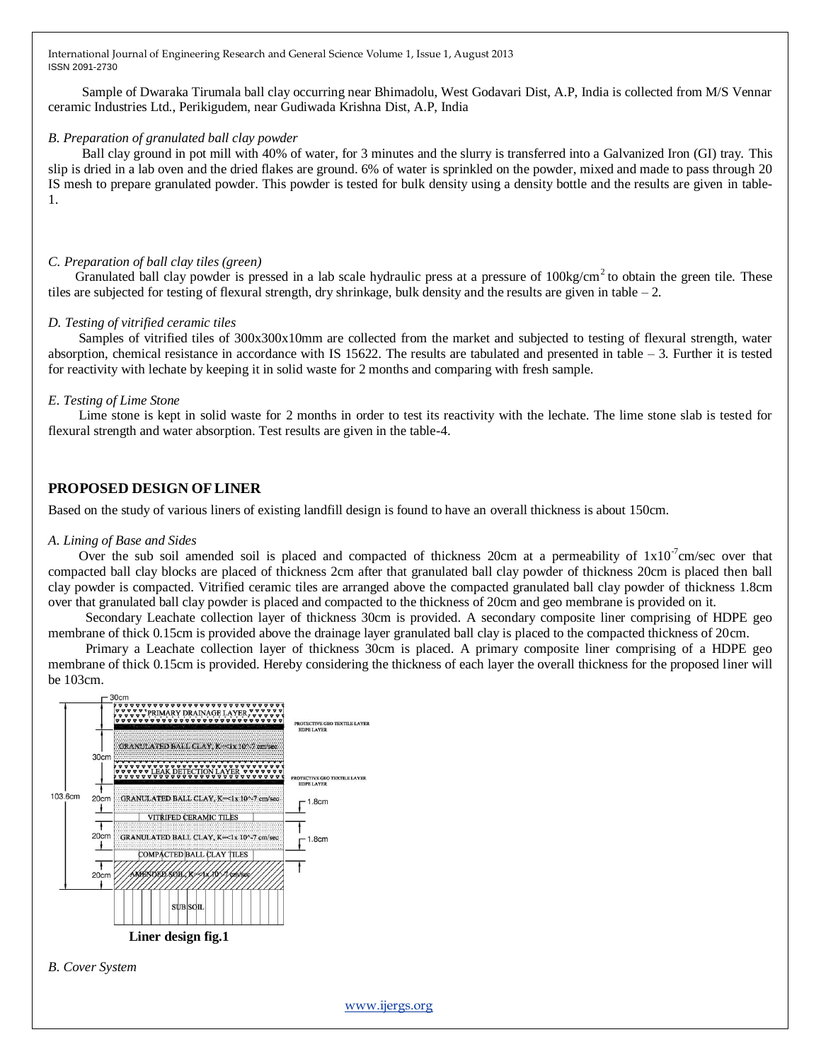Sample of Dwaraka Tirumala ball clay occurring near Bhimadolu, West Godavari Dist, A.P, India is collected from M/S Vennar ceramic Industries Ltd., Perikigudem, near Gudiwada Krishna Dist, A.P, India

*B. Preparation of granulated ball clay powder*

Ball clay ground in pot mill with 40% of water, for 3 minutes and the slurry is transferred into a Galvanized Iron (GI) tray. This slip is dried in a lab oven and the dried flakes are ground. 6% of water is sprinkled on the powder, mixed and made to pass through 20 IS mesh to prepare granulated powder. This powder is tested for bulk density using a density bottle and the results are given in table-1.

*C. Preparation of ball clay tiles (green)*

Granulated ball clay powder is pressed in a lab scale hydraulic press at a pressure of $100kg/cm^2$ to obtain the green tile. These tiles are subjected for testing of flexural strength, dry shrinkage, bulk density and the results are given in table – 2.

*D. Testing of vitrified ceramic tiles*

Samples of vitrified tiles of 300x300x10mm are collected from the market and subjected to testing of flexural strength, water absorption, chemical resistance in accordance with IS 15622. The results are tabulated and presented in table – 3. Further it is tested for reactivity with lechate by keeping it in solid waste for 2 months and comparing with fresh sample.

*E. Testing of Lime Stone*

Lime stone is kept in solid waste for 2 months in order to test its reactivity with the lechate. The lime stone slab is tested for flexural strength and water absorption. Test results are given in the table-4.

## PROPOSED DESIGN OF LINER

Based on the study of various liners of existing landfill design is found to have an overall thickness is about 150cm.

*A. Lining of Base and Sides*

Over the sub soil amended soil is placed and compacted of thickness 20cm at a permeability of $1x10^{-7}$cm/sec over that compacted ball clay blocks are placed of thickness 2cm after that granulated ball clay powder of thickness 20cm is placed then ball clay powder is compacted. Vitrified ceramic tiles are arranged above the compacted granulated ball clay powder of thickness 1.8cm over that granulated ball clay powder is placed and compacted to the thickness of 20cm and geo membrane is provided on it.

Secondary Leachate collection layer of thickness 30cm is provided. A secondary composite liner comprising of HDPE geo membrane of thick 0.15cm is provided above the drainage layer granulated ball clay is placed to the compacted thickness of 20cm.

Primary a Leachate collection layer of thickness 30cm is placed. A primary composite liner comprising of a HDPE geo membrane of thick 0.15cm is provided. Hereby considering the thickness of each layer the overall thickness for the proposed liner will be 103cm.

**Liner design fig.1**

*B. Cover System*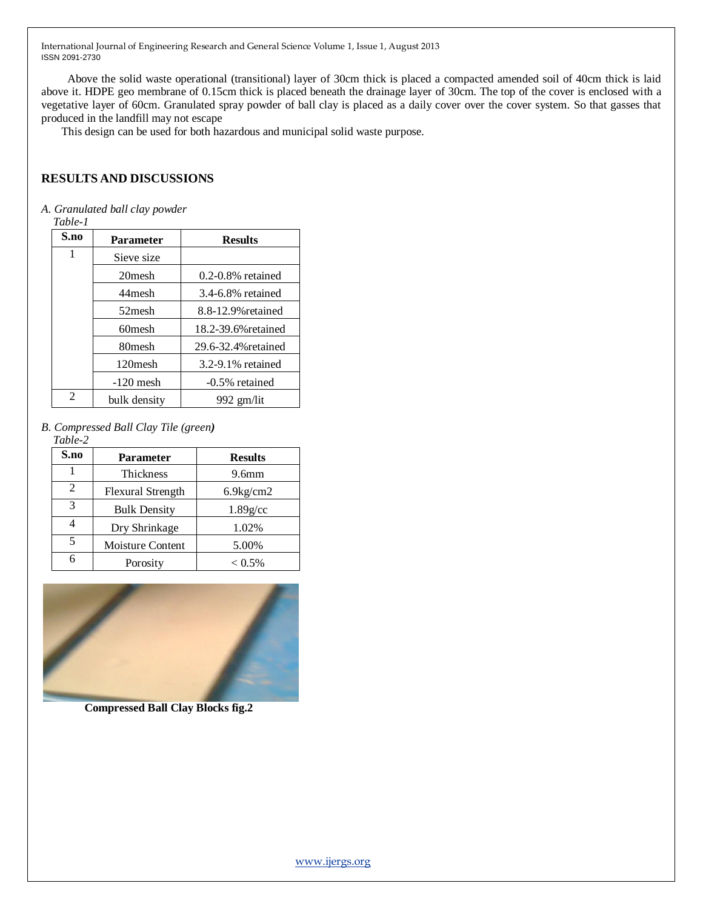Above the solid waste operational (transitional) layer of 30cm thick is placed a compacted amended soil of 40cm thick is laid above it. HDPE geo membrane of 0.15cm thick is placed beneath the drainage layer of 30cm. The top of the cover is enclosed with a vegetative layer of 60cm. Granulated spray powder of ball clay is placed as a daily cover over the cover system. So that gasses that produced in the landfill may not escape

This design can be used for both hazardous and municipal solid waste purpose.

## RESULTS AND DISCUSSIONS

*A. Granulated ball clay powder*

*Table-1*

| S.no | Parameter | Results |
|---|---|---|
| 1 | Sieve size | |
| | 20mesh | 0.2-0.8% retained |
| | 44mesh | 3.4-6.8% retained |
| | 52mesh | 8.8-12.9%retained |
| | 60mesh | 18.2-39.6%retained |
| | 80mesh | 29.6-32.4%retained |
| | 120mesh | 3.2-9.1% retained |
| | -120 mesh | -0.5% retained |
| 2 | bulk density | 992 gm/lit |

*B. Compressed Ball Clay Tile (green)*

*Table-2*

| S.no | Parameter | Results |
|---|---|---|
| 1 | Thickness | 9.6mm |
| 2 | Flexural Strength | 6.9kg/cm2 |
| 3 | Bulk Density | 1.89g/cc |
| 4 | Dry Shrinkage | 1.02% |
| 5 | Moisture Content | 5.00% |
| 6 | Porosity | < 0.5% |

**Compressed Ball Clay Blocks fig.2**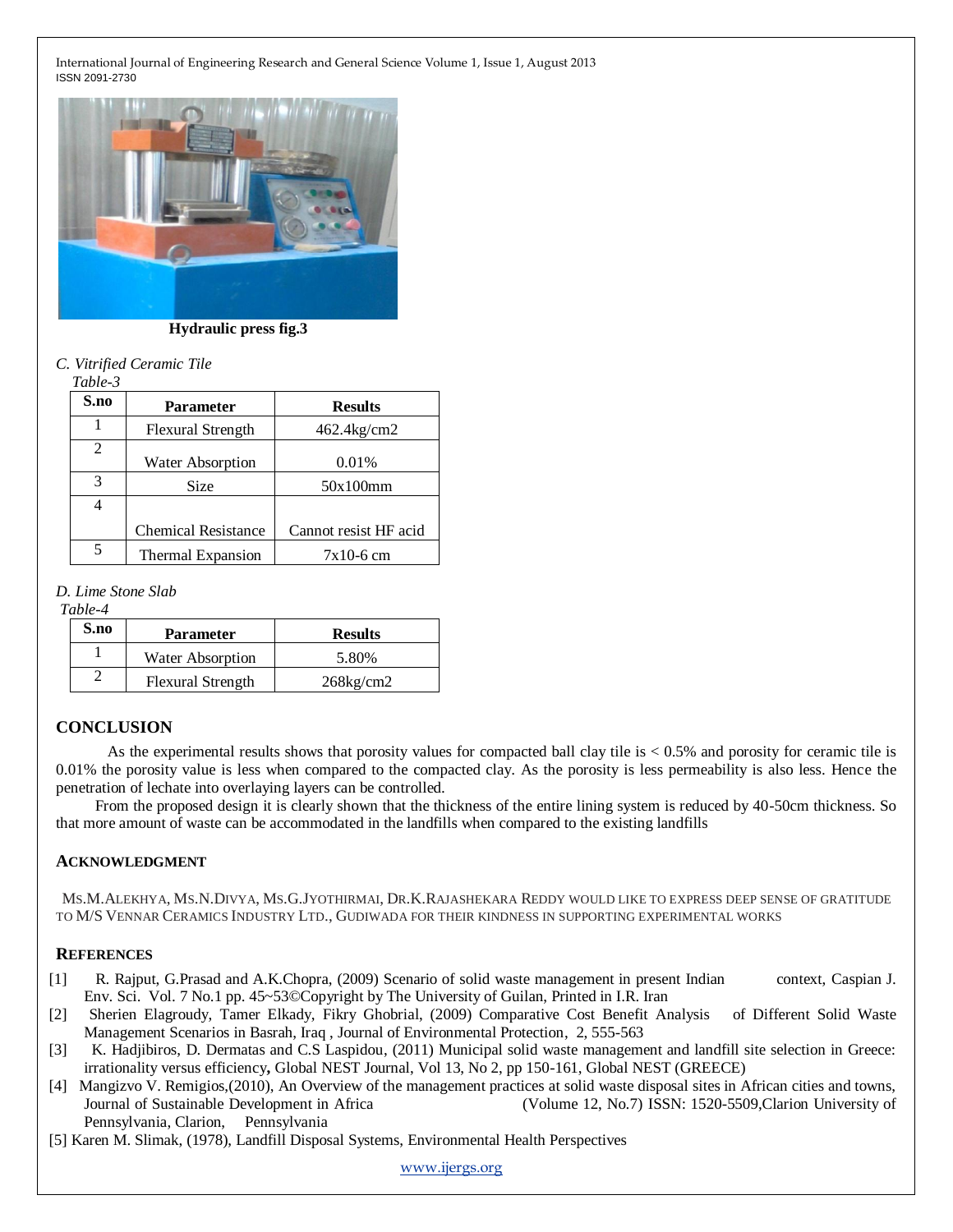**Hydraulic press fig.3**

*C. Vitrified Ceramic Tile*

*Table-3*

| S.no | Parameter | Results |
|---|---|---|
| 1 | Flexural Strength | 462.4kg/cm2 |
| 2 | Water Absorption | 0.01% |
| 3 | Size | 50x100mm |
| 4 | Chemical Resistance | Cannot resist HF acid |
| 5 | Thermal Expansion | 7x10-6 cm |

*D. Lime Stone Slab*

*Table-4*

| S.no | Parameter | Results |
|---|---|---|
| 1 | Water Absorption | 5.80% |
| 2 | Flexural Strength | 268kg/cm2 |

## CONCLUSION

As the experimental results shows that porosity values for compacted ball clay tile is < 0.5% and porosity for ceramic tile is 0.01% the porosity value is less when compared to the compacted clay. As the porosity is less permeability is also less. Hence the penetration of lechate into overlaying layers can be controlled.

From the proposed design it is clearly shown that the thickness of the entire lining system is reduced by 40-50cm thickness. So that more amount of waste can be accommodated in the landfills when compared to the existing landfills

## ACKNOWLEDGMENT

MS.M.ALEKHYA, MS.N.DIVYA, MS.G.JYOTHIRMAI, DR.K.RAJASHEKARA REDDY WOULD LIKE TO EXPRESS DEEP SENSE OF GRATITUDE TO M/S VENNAR CERAMICS INDUSTRY LTD., GUDIWADA FOR THEIR KINDNESS IN SUPPORTING EXPERIMENTAL WORKS

## REFERENCES

[1] R. Rajput, G.Prasad and A.K.Chopra, (2009) Scenario of solid waste management in present Indian context, Caspian J. Env. Sci. Vol. 7 No.1 pp. 45~53©Copyright by The University of Guilan, Printed in I.R. Iran

[2] Sherien Elagroudy, Tamer Elkady, Fikry Ghobrial, (2009) Comparative Cost Benefit Analysis of Different Solid Waste Management Scenarios in Basrah, Iraq , Journal of Environmental Protection, 2, 555-563

[3] K. Hadjibiros, D. Dermatas and C.S Laspidou, (2011) Municipal solid waste management and landfill site selection in Greece: irrationality versus efficiency**,** Global NEST Journal, Vol 13, No 2, pp 150-161, Global NEST (GREECE)

[4] Mangizvo V. Remigios,(2010), An Overview of the management practices at solid waste disposal sites in African cities and towns, Journal of Sustainable Development in Africa (Volume 12, No.7) ISSN: 1520-5509,Clarion University of Pennsylvania, Clarion, Pennsylvania

[5] Karen M. Slimak, (1978), Landfill Disposal Systems, Environmental Health Perspectives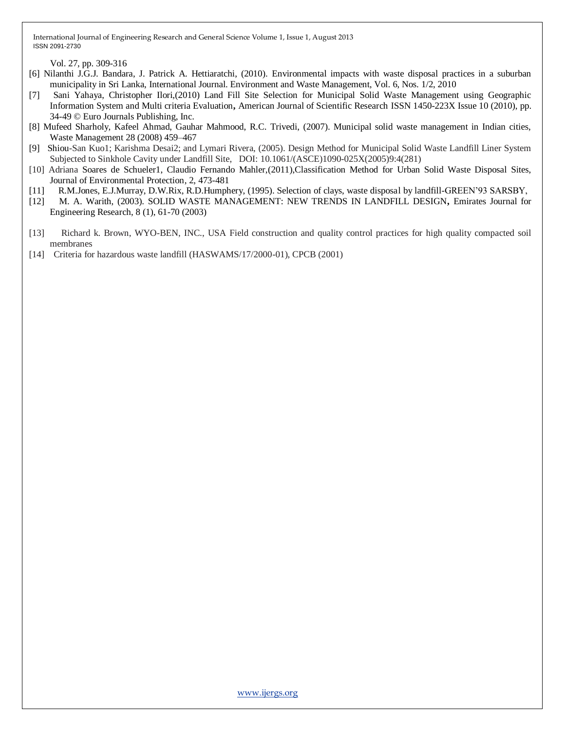Vol. 27, pp. 309-316

[6] Nilanthi J.G.J. Bandara, J. Patrick A. Hettiaratchi, (2010). Environmental impacts with waste disposal practices in a suburban municipality in Sri Lanka, International Journal. Environment and Waste Management, Vol. 6, Nos. 1/2, 2010

[7] Sani Yahaya, Christopher Ilori,(2010) Land Fill Site Selection for Municipal Solid Waste Management using Geographic Information System and Multi criteria Evaluation, American Journal of Scientific Research ISSN 1450-223X Issue 10 (2010), pp. 34-49 © Euro Journals Publishing, Inc.

[8] Mufeed Sharholy, Kafeel Ahmad, Gauhar Mahmood, R.C. Trivedi, (2007). Municipal solid waste management in Indian cities, Waste Management 28 (2008) 459–467

[9] Shiou-San Kuo1; Karishma Desai2; and Lymari Rivera, (2005). Design Method for Municipal Solid Waste Landfill Liner System Subjected to Sinkhole Cavity under Landfill Site, DOI: 10.1061/(ASCE)1090-025X(2005)9:4(281)

[10] Adriana Soares de Schueler1, Claudio Fernando Mahler,(2011),Classification Method for Urban Solid Waste Disposal Sites, Journal of Environmental Protection, 2, 473-481

[11] R.M.Jones, E.J.Murray, D.W.Rix, R.D.Humphery, (1995). Selection of clays, waste disposal by landfill-GREEN'93 SARSBY,

[12] M. A. Warith, (2003). SOLID WASTE MANAGEMENT: NEW TRENDS IN LANDFILL DESIGN, Emirates Journal for Engineering Research, 8 (1), 61-70 (2003)

[13] Richard k. Brown, WYO-BEN, INC., USA Field construction and quality control practices for high quality compacted soil membranes

[14] Criteria for hazardous waste landfill (HASWAMS/17/2000-01), CPCB (2001)